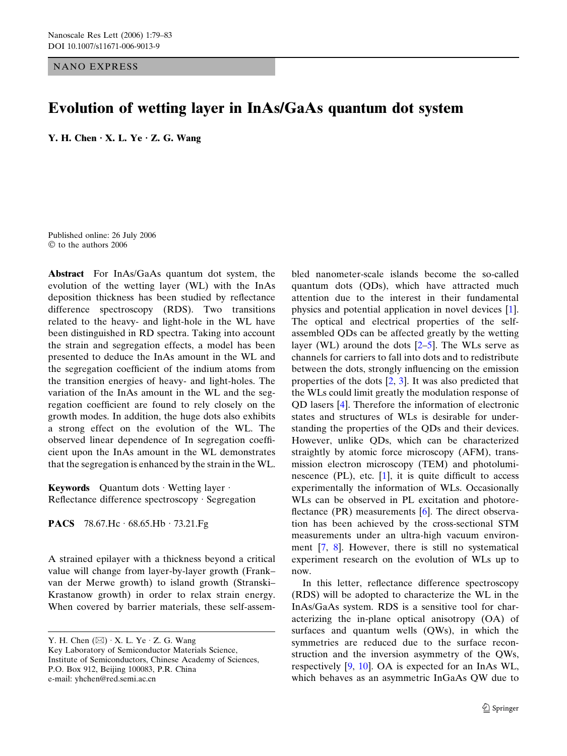NANO EXPRESS

# Evolution of wetting layer in InAs/GaAs quantum dot system

**Y. H. Chen · X. L. Ye · Z. G. Wang**

Published online: 26 July 2006
© to the authors 2006

**Abstract** For InAs/GaAs quantum dot system, the evolution of the wetting layer (WL) with the InAs deposition thickness has been studied by reflectance difference spectroscopy (RDS). Two transitions related to the heavy- and light-hole in the WL have been distinguished in RD spectra. Taking into account the strain and segregation effects, a model has been presented to deduce the InAs amount in the WL and the segregation coefficient of the indium atoms from the transition energies of heavy- and light-holes. The variation of the InAs amount in the WL and the segregation coefficient are found to rely closely on the growth modes. In addition, the huge dots also exhibits a strong effect on the evolution of the WL. The observed linear dependence of In segregation coefficient upon the InAs amount in the WL demonstrates that the segregation is enhanced by the strain in the WL.

**Keywords** Quantum dots · Wetting layer · Reflectance difference spectroscopy · Segregation

**PACS** 78.67.Hc · 68.65.Hb · 73.21.Fg

A strained epilayer with a thickness beyond a critical value will change from layer-by-layer growth (Frank–van der Merwe growth) to island growth (Stranski–Krastanow growth) in order to relax strain energy. When covered by barrier materials, these self-assembled nanometer-scale islands become the so-called quantum dots (QDs), which have attracted much attention due to the interest in their fundamental physics and potential application in novel devices [1]. The optical and electrical properties of the self-assembled QDs can be affected greatly by the wetting layer (WL) around the dots [2–5]. The WLs serve as channels for carriers to fall into dots and to redistribute between the dots, strongly influencing on the emission properties of the dots [2, 3]. It was also predicted that the WLs could limit greatly the modulation response of QD lasers [4]. Therefore the information of electronic states and structures of WLs is desirable for understanding the properties of the QDs and their devices. However, unlike QDs, which can be characterized straightly by atomic force microscopy (AFM), transmission electron microscopy (TEM) and photoluminescence (PL), etc. [1], it is quite difficult to access experimentally the information of WLs. Occasionally WLs can be observed in PL excitation and photoreflectance (PR) measurements [6]. The direct observation has been achieved by the cross-sectional STM measurements under an ultra-high vacuum environment [7, 8]. However, there is still no systematical experiment research on the evolution of WLs up to now.

In this letter, reflectance difference spectroscopy (RDS) will be adopted to characterize the WL in the InAs/GaAs system. RDS is a sensitive tool for characterizing the in-plane optical anisotropy (OA) of surfaces and quantum wells (QWs), in which the symmetries are reduced due to the surface reconstruction and the inversion asymmetry of the QWs, respectively [9, 10]. OA is expected for an InAs WL, which behaves as an asymmetric InGaAs QW due to

Y. H. Chen (✉) · X. L. Ye · Z. G. Wang
Key Laboratory of Semiconductor Materials Science, Institute of Semiconductors, Chinese Academy of Sciences, P.O. Box 912, Beijing 100083, P.R. China
e-mail: yhchen@red.semi.ac.cn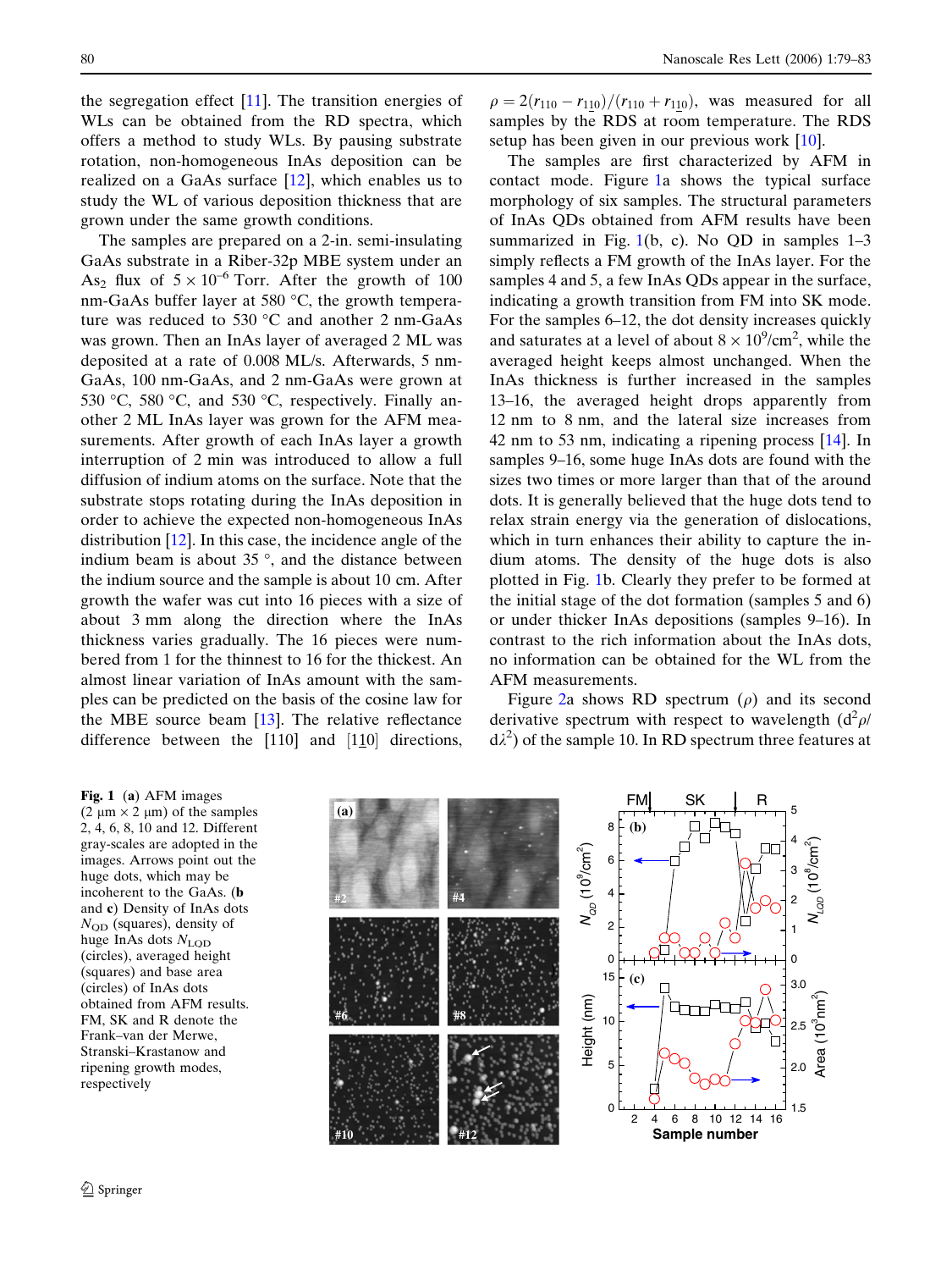the segregation effect [11]. The transition energies of WLs can be obtained from the RD spectra, which offers a method to study WLs. By pausing substrate rotation, non-homogeneous InAs deposition can be realized on a GaAs surface [12], which enables us to study the WL of various deposition thickness that are grown under the same growth conditions.

The samples are prepared on a 2-in. semi-insulating GaAs substrate in a Riber-32p MBE system under an $As_2$ flux of $5 \times 10^{-6}$ Torr. After the growth of 100 nm-GaAs buffer layer at 580 °C, the growth temperature was reduced to 530 °C and another 2 nm-GaAs was grown. Then an InAs layer of averaged 2 ML was deposited at a rate of 0.008 ML/s. Afterwards, 5 nm-GaAs, 100 nm-GaAs, and 2 nm-GaAs were grown at 530 °C, 580 °C, and 530 °C, respectively. Finally another 2 ML InAs layer was grown for the AFM measurements. After growth of each InAs layer a growth interruption of 2 min was introduced to allow a full diffusion of indium atoms on the surface. Note that the substrate stops rotating during the InAs deposition in order to achieve the expected non-homogeneous InAs distribution [12]. In this case, the incidence angle of the indium beam is about 35 °, and the distance between the indium source and the sample is about 10 cm. After growth the wafer was cut into 16 pieces with a size of about 3 mm along the direction where the InAs thickness varies gradually. The 16 pieces were numbered from 1 for the thinnest to 16 for the thickest. An almost linear variation of InAs amount with the samples can be predicted on the basis of the cosine law for the MBE source beam [13]. The relative reflectance difference between the [110] and $[1\underline{1}0]$ directions, $\rho = 2(r_{110} - r_{1\underline{1}0})/(r_{110} + r_{1\underline{1}0})$, was measured for all samples by the RDS at room temperature. The RDS setup has been given in our previous work [10].

The samples are first characterized by AFM in contact mode. Figure 1a shows the typical surface morphology of six samples. The structural parameters of InAs QDs obtained from AFM results have been summarized in Fig. 1(b, c). No QD in samples 1–3 simply reflects a FM growth of the InAs layer. For the samples 4 and 5, a few InAs QDs appear in the surface, indicating a growth transition from FM into SK mode. For the samples 6–12, the dot density increases quickly and saturates at a level of about $8 \times 10^9$/cm$^2$, while the averaged height keeps almost unchanged. When the InAs thickness is further increased in the samples 13–16, the averaged height drops apparently from 12 nm to 8 nm, and the lateral size increases from 42 nm to 53 nm, indicating a ripening process [14]. In samples 9–16, some huge InAs dots are found with the sizes two times or more larger than that of the around dots. It is generally believed that the huge dots tend to relax strain energy via the generation of dislocations, which in turn enhances their ability to capture the indium atoms. The density of the huge dots is also plotted in Fig. 1b. Clearly they prefer to be formed at the initial stage of the dot formation (samples 5 and 6) or under thicker InAs depositions (samples 9–16). In contrast to the rich information about the InAs dots, no information can be obtained for the WL from the AFM measurements.

Figure 2a shows RD spectrum ($\rho$) and its second derivative spectrum with respect to wavelength ($d^2\rho/d\lambda^2$) of the sample 10. In RD spectrum three features at

**Fig. 1** (**a**) AFM images (2 μm × 2 μm) of the samples 2, 4, 6, 8, 10 and 12. Different gray-scales are adopted in the images. Arrows point out the huge dots, which may be incoherent to the GaAs. (**b** and **c**) Density of InAs dots $N_{QD}$ (squares), density of huge InAs dots $N_{LQD}$ (circles), averaged height (squares) and base area (circles) of InAs dots obtained from AFM results. FM, SK and R denote the Frank–van der Merwe, Stranski–Krastanow and ripening growth modes, respectively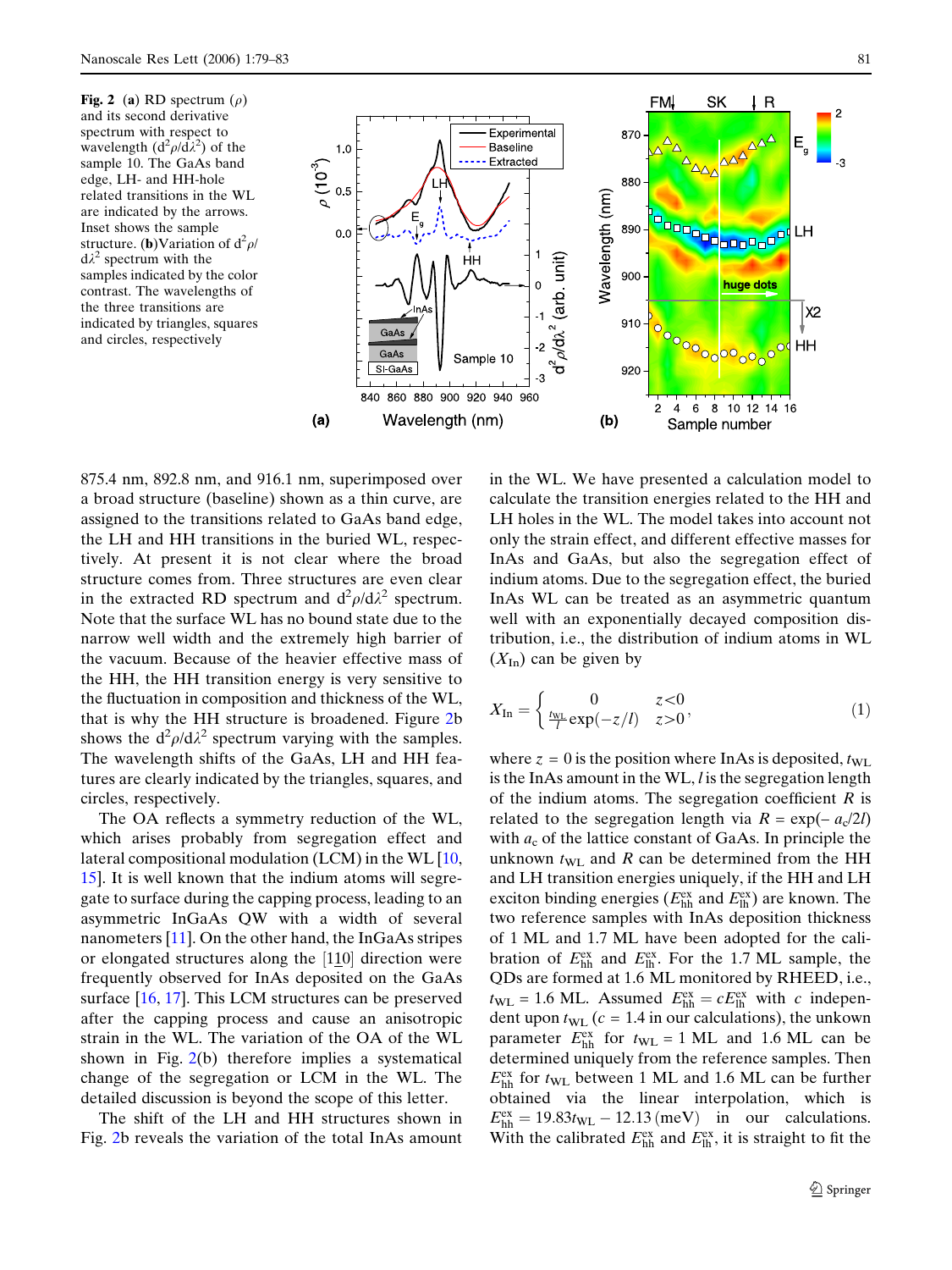**Fig. 2** (**a**) RD spectrum ($\rho$) and its second derivative spectrum with respect to wavelength ($d^2\rho/d\lambda^2$) of the sample 10. The GaAs band edge, LH- and HH-hole related transitions in the WL are indicated by the arrows. Inset shows the sample structure. (**b**)Variation of $d^2\rho/d\lambda^2$ spectrum with the samples indicated by the color contrast. The wavelengths of the three transitions are indicated by triangles, squares and circles, respectively

875.4 nm, 892.8 nm, and 916.1 nm, superimposed over a broad structure (baseline) shown as a thin curve, are assigned to the transitions related to GaAs band edge, the LH and HH transitions in the buried WL, respectively. At present it is not clear where the broad structure comes from. Three structures are even clear in the extracted RD spectrum and $d^2\rho/d\lambda^2$ spectrum. Note that the surface WL has no bound state due to the narrow well width and the extremely high barrier of the vacuum. Because of the heavier effective mass of the HH, the HH transition energy is very sensitive to the fluctuation in composition and thickness of the WL, that is why the HH structure is broadened. Figure 2b shows the $d^2\rho/d\lambda^2$ spectrum varying with the samples. The wavelength shifts of the GaAs, LH and HH features are clearly indicated by the triangles, squares, and circles, respectively.

The OA reflects a symmetry reduction of the WL, which arises probably from segregation effect and lateral compositional modulation (LCM) in the WL [10, 15]. It is well known that the indium atoms will segregate to surface during the capping process, leading to an asymmetric InGaAs QW with a width of several nanometers [11]. On the other hand, the InGaAs stripes or elongated structures along the [1$\bar{1}$0] direction were frequently observed for InAs deposited on the GaAs surface [16, 17]. This LCM structures can be preserved after the capping process and cause an anisotropic strain in the WL. The variation of the OA of the WL shown in Fig. 2(b) therefore implies a systematical change of the segregation or LCM in the WL. The detailed discussion is beyond the scope of this letter.

The shift of the LH and HH structures shown in Fig. 2b reveals the variation of the total InAs amount in the WL. We have presented a calculation model to calculate the transition energies related to the HH and LH holes in the WL. The model takes into account not only the strain effect, and different effective masses for InAs and GaAs, but also the segregation effect of indium atoms. Due to the segregation effect, the buried InAs WL can be treated as an asymmetric quantum well with an exponentially decayed composition distribution, i.e., the distribution of indium atoms in WL ($X_{\mathrm{In}}$) can be given by

$$X_{\mathrm{In}} = \begin{cases} 0 & z<0 \\ \frac{t_{\mathrm{WL}}}{l}\exp(-z/l) & z>0 \end{cases}, \tag{1}$$

where $z = 0$ is the position where InAs is deposited, $t_{\mathrm{WL}}$ is the InAs amount in the WL, $l$ is the segregation length of the indium atoms. The segregation coefficient $R$ is related to the segregation length via $R = \exp(-a_c/2l)$ with $a_c$ of the lattice constant of GaAs. In principle the unknown $t_{\mathrm{WL}}$ and $R$ can be determined from the HH and LH transition energies uniquely, if the HH and LH exciton binding energies ($E^{\mathrm{ex}}_{\mathrm{hh}}$ and $E^{\mathrm{ex}}_{\mathrm{lh}}$) are known. The two reference samples with InAs deposition thickness of 1 ML and 1.7 ML have been adopted for the calibration of $E^{\mathrm{ex}}_{\mathrm{hh}}$ and $E^{\mathrm{ex}}_{\mathrm{lh}}$. For the 1.7 ML sample, the QDs are formed at 1.6 ML monitored by RHEED, i.e., $t_{\mathrm{WL}} = 1.6$ ML. Assumed $E^{\mathrm{ex}}_{\mathrm{hh}} = cE^{\mathrm{ex}}_{\mathrm{lh}}$ with $c$ independent upon $t_{\mathrm{WL}}$ ($c = 1.4$ in our calculations), the unkown parameter $E^{\mathrm{ex}}_{\mathrm{hh}}$ for $t_{\mathrm{WL}} = 1$ ML and 1.6 ML can be determined uniquely from the reference samples. Then $E^{\mathrm{ex}}_{\mathrm{hh}}$ for $t_{\mathrm{WL}}$ between 1 ML and 1.6 ML can be further obtained via the linear interpolation, which is $E^{\mathrm{ex}}_{\mathrm{hh}} = 19.83t_{\mathrm{WL}} - 12.13\,(\mathrm{meV})$ in our calculations. With the calibrated $E^{\mathrm{ex}}_{\mathrm{hh}}$ and $E^{\mathrm{ex}}_{\mathrm{lh}}$, it is straight to fit the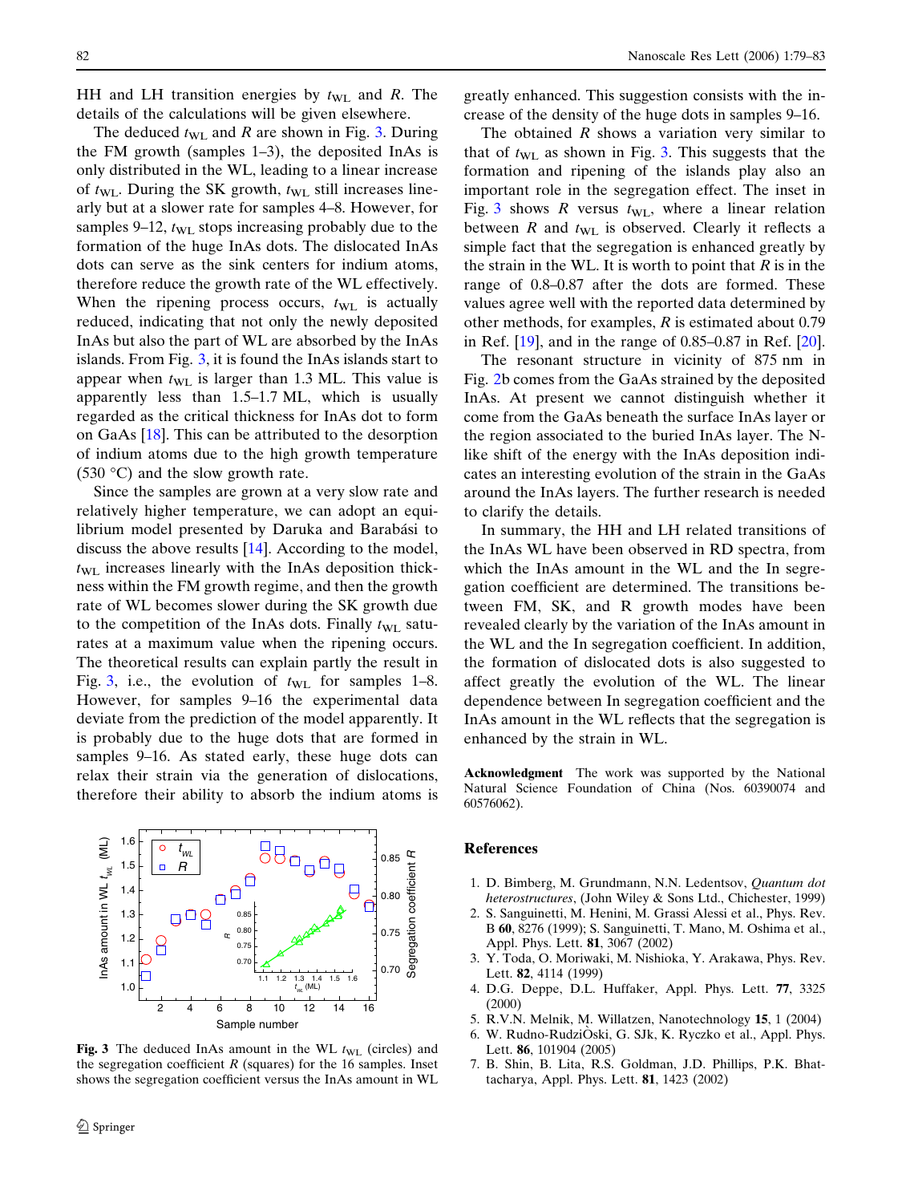HH and LH transition energies by $t_{WL}$ and $R$. The details of the calculations will be given elsewhere.

The deduced $t_{WL}$ and $R$ are shown in Fig. 3. During the FM growth (samples 1–3), the deposited InAs is only distributed in the WL, leading to a linear increase of $t_{WL}$. During the SK growth, $t_{WL}$ still increases linearly but at a slower rate for samples 4–8. However, for samples 9–12, $t_{WL}$ stops increasing probably due to the formation of the huge InAs dots. The dislocated InAs dots can serve as the sink centers for indium atoms, therefore reduce the growth rate of the WL effectively. When the ripening process occurs, $t_{WL}$ is actually reduced, indicating that not only the newly deposited InAs but also the part of WL are absorbed by the InAs islands. From Fig. 3, it is found the InAs islands start to appear when $t_{WL}$ is larger than 1.3 ML. This value is apparently less than 1.5–1.7 ML, which is usually regarded as the critical thickness for InAs dot to form on GaAs [18]. This can be attributed to the desorption of indium atoms due to the high growth temperature (530 °C) and the slow growth rate.

Since the samples are grown at a very slow rate and relatively higher temperature, we can adopt an equilibrium model presented by Daruka and Barabási to discuss the above results [14]. According to the model, $t_{WL}$ increases linearly with the InAs deposition thickness within the FM growth regime, and then the growth rate of WL becomes slower during the SK growth due to the competition of the InAs dots. Finally $t_{WL}$ saturates at a maximum value when the ripening occurs. The theoretical results can explain partly the result in Fig. 3, i.e., the evolution of $t_{WL}$ for samples 1–8. However, for samples 9–16 the experimental data deviate from the prediction of the model apparently. It is probably due to the huge dots that are formed in samples 9–16. As stated early, these huge dots can relax their strain via the generation of dislocations, therefore their ability to absorb the indium atoms is greatly enhanced. This suggestion consists with the increase of the density of the huge dots in samples 9–16.

**Fig. 3** The deduced InAs amount in the WL $t_{WL}$ (circles) and the segregation coefficient $R$ (squares) for the 16 samples. Inset shows the segregation coefficient versus the InAs amount in WL

The obtained $R$ shows a variation very similar to that of $t_{WL}$ as shown in Fig. 3. This suggests that the formation and ripening of the islands play also an important role in the segregation effect. The inset in Fig. 3 shows $R$ versus $t_{WL}$, where a linear relation between $R$ and $t_{WL}$ is observed. Clearly it reflects a simple fact that the segregation is enhanced greatly by the strain in the WL. It is worth to point that $R$ is in the range of 0.8–0.87 after the dots are formed. These values agree well with the reported data determined by other methods, for examples, $R$ is estimated about 0.79 in Ref. [19], and in the range of 0.85–0.87 in Ref. [20].

The resonant structure in vicinity of 875 nm in Fig. 2b comes from the GaAs strained by the deposited InAs. At present we cannot distinguish whether it come from the GaAs beneath the surface InAs layer or the region associated to the buried InAs layer. The N-like shift of the energy with the InAs deposition indicates an interesting evolution of the strain in the GaAs around the InAs layers. The further research is needed to clarify the details.

In summary, the HH and LH related transitions of the InAs WL have been observed in RD spectra, from which the InAs amount in the WL and the In segregation coefficient are determined. The transitions between FM, SK, and R growth modes have been revealed clearly by the variation of the InAs amount in the WL and the In segregation coefficient. In addition, the formation of dislocated dots is also suggested to affect greatly the evolution of the WL. The linear dependence between In segregation coefficient and the InAs amount in the WL reflects that the segregation is enhanced by the strain in WL.

**Acknowledgment** The work was supported by the National Natural Science Foundation of China (Nos. 60390074 and 60576062).

## References

1. D. Bimberg, M. Grundmann, N.N. Ledentsov, *Quantum dot heterostructures*, (John Wiley & Sons Ltd., Chichester, 1999)
2. S. Sanguinetti, M. Henini, M. Grassi Alessi et al., Phys. Rev. B **60**, 8276 (1999); S. Sanguinetti, T. Mano, M. Oshima et al., Appl. Phys. Lett. **81**, 3067 (2002)
3. Y. Toda, O. Moriwaki, M. Nishioka, Y. Arakawa, Phys. Rev. Lett. **82**, 4114 (1999)
4. D.G. Deppe, D.L. Huffaker, Appl. Phys. Lett. **77**, 3325 (2000)
5. R.V.N. Melnik, M. Willatzen, Nanotechnology **15**, 1 (2004)
6. W. Rudno-RudziÒski, G. SJk, K. Ryczko et al., Appl. Phys. Lett. **86**, 101904 (2005)
7. B. Shin, B. Lita, R.S. Goldman, J.D. Phillips, P.K. Bhattacharya, Appl. Phys. Lett. **81**, 1423 (2002)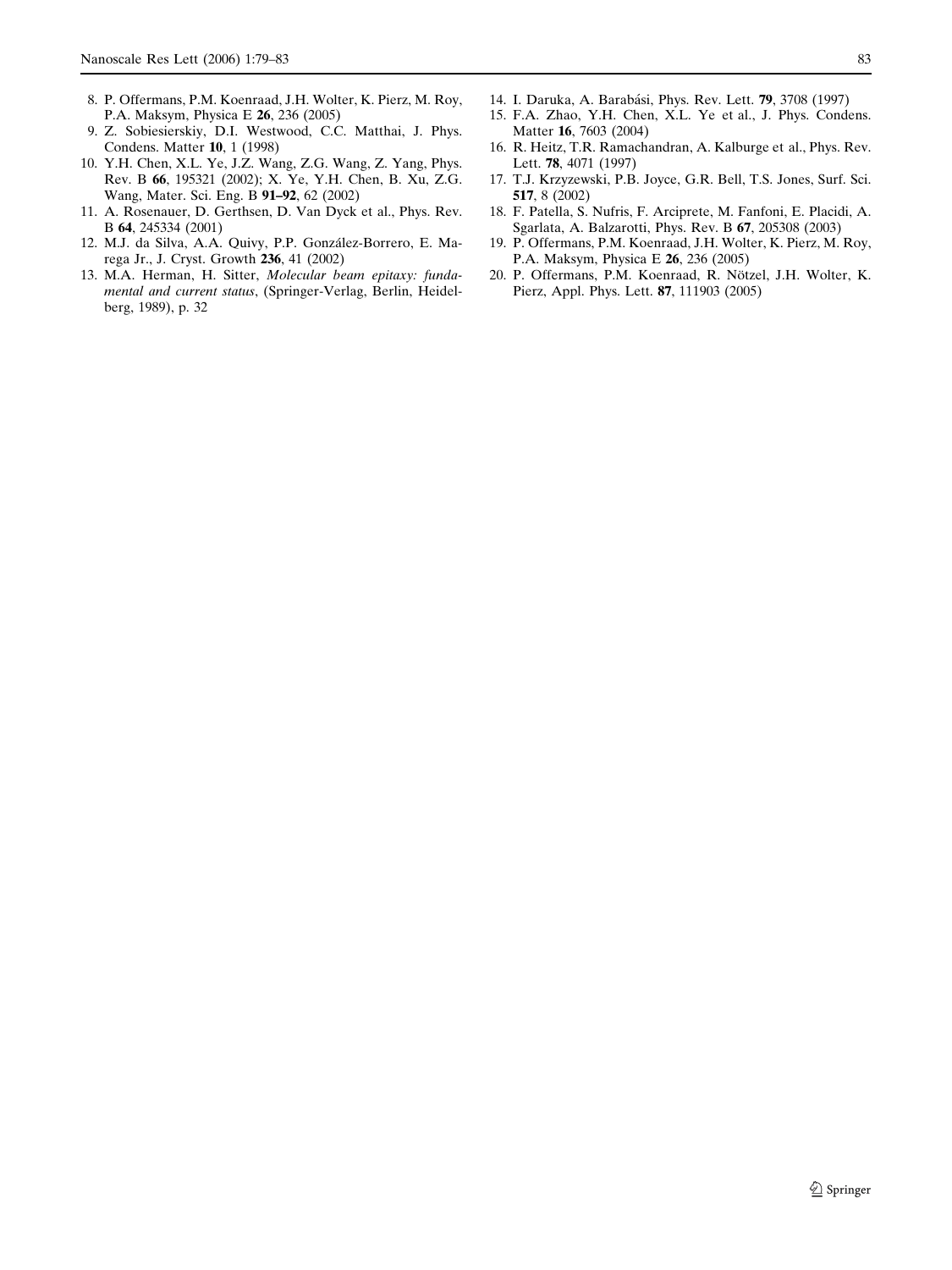8. P. Offermans, P.M. Koenraad, J.H. Wolter, K. Pierz, M. Roy, P.A. Maksym, Physica E **26**, 236 (2005)
9. Z. Sobiesierskiy, D.I. Westwood, C.C. Matthai, J. Phys. Condens. Matter **10**, 1 (1998)
10. Y.H. Chen, X.L. Ye, J.Z. Wang, Z.G. Wang, Z. Yang, Phys. Rev. B **66**, 195321 (2002); X. Ye, Y.H. Chen, B. Xu, Z.G. Wang, Mater. Sci. Eng. B **91–92**, 62 (2002)
11. A. Rosenauer, D. Gerthsen, D. Van Dyck et al., Phys. Rev. B **64**, 245334 (2001)
12. M.J. da Silva, A.A. Quivy, P.P. González-Borrero, E. Marega Jr., J. Cryst. Growth **236**, 41 (2002)
13. M.A. Herman, H. Sitter, *Molecular beam epitaxy: fundamental and current status*, (Springer-Verlag, Berlin, Heidelberg, 1989), p. 32
14. I. Daruka, A. Barabási, Phys. Rev. Lett. **79**, 3708 (1997)
15. F.A. Zhao, Y.H. Chen, X.L. Ye et al., J. Phys. Condens. Matter **16**, 7603 (2004)
16. R. Heitz, T.R. Ramachandran, A. Kalburge et al., Phys. Rev. Lett. **78**, 4071 (1997)
17. T.J. Krzyzewski, P.B. Joyce, G.R. Bell, T.S. Jones, Surf. Sci. **517**, 8 (2002)
18. F. Patella, S. Nufris, F. Arciprete, M. Fanfoni, E. Placidi, A. Sgarlata, A. Balzarotti, Phys. Rev. B **67**, 205308 (2003)
19. P. Offermans, P.M. Koenraad, J.H. Wolter, K. Pierz, M. Roy, P.A. Maksym, Physica E **26**, 236 (2005)
20. P. Offermans, P.M. Koenraad, R. Nötzel, J.H. Wolter, K. Pierz, Appl. Phys. Lett. **87**, 111903 (2005)